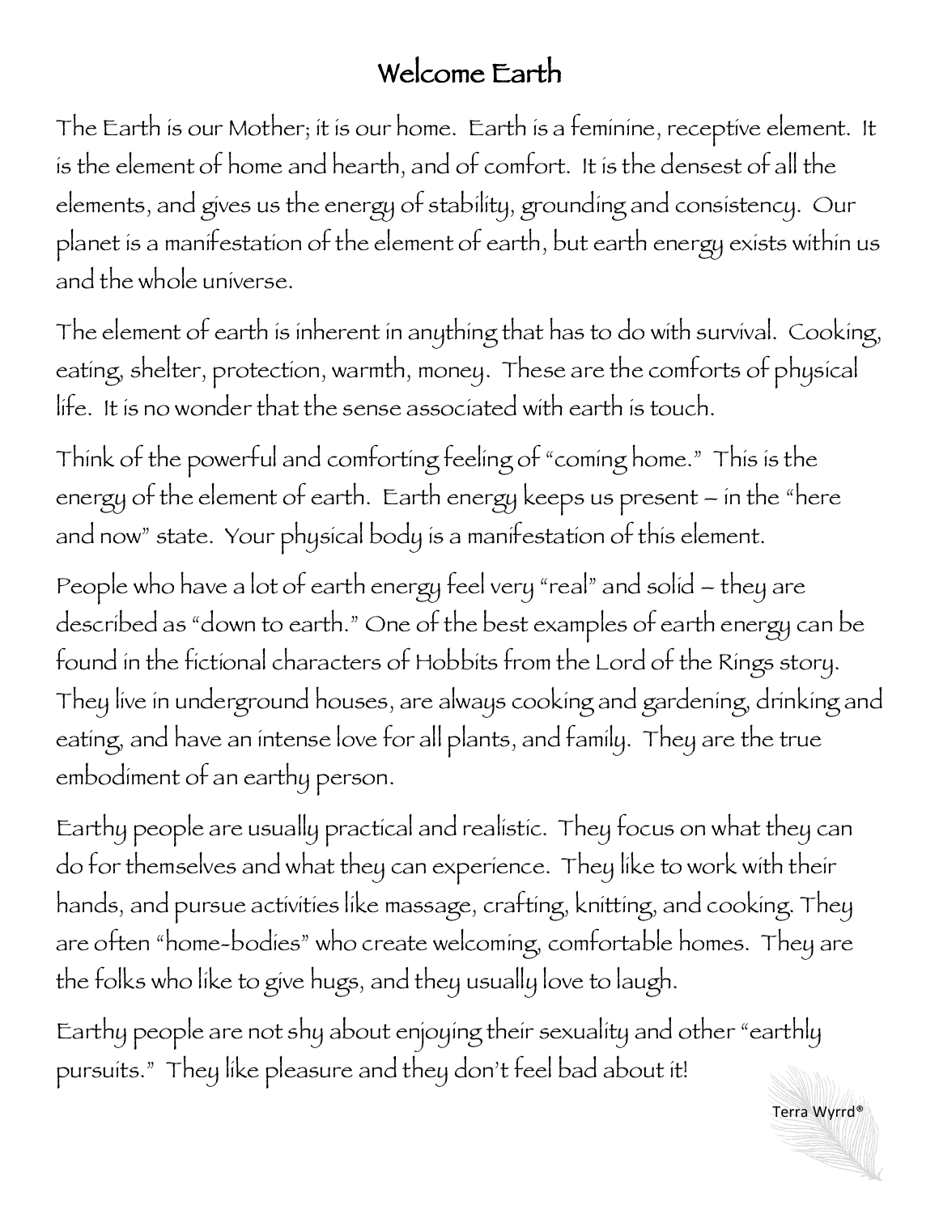# Welcome Earth

The Earth is our Mother; it is our home. Earth is a feminine, receptive element. It is the element of home and hearth, and of comfort. It is the densest of all the elements, and gives us the energy of stability, grounding and consistency. Our planet is a manifestation of the element of earth, but earth energy exists within us and the whole universe.

The element of earth is inherent in anything that has to do with survival. Cooking, eating, shelter, protection, warmth, money. These are the comforts of physical life. It is no wonder that the sense associated with earth is touch.

Think of the powerful and comforting feeling of "coming home." This is the energy of the element of earth. Earth energy keeps us present – in the "here and now" state. Your physical body is a manifestation of this element.

People who have a lot of earth energy feel very "real" and solid – they are described as "down to earth." One of the best examples of earth energy can be found in the fictional characters of Hobbits from the Lord of the Rings story. They live in underground houses, are always cooking and gardening, drinking and eating, and have an intense love for all plants, and family. They are the true embodiment of an earthy person.

Earthy people are usually practical and realistic. They focus on what they can do for themselves and what they can experience. They like to work with their hands, and pursue activities like massage, crafting, knitting, and cooking. They are often "home-bodies" who create welcoming, comfortable homes. They are the folks who like to give hugs, and they usually love to laugh.

Earthy people are not shy about enjoying their sexuality and other "earthly pursuits." They like pleasure and they don't feel bad about it!

Terra Wyrrd®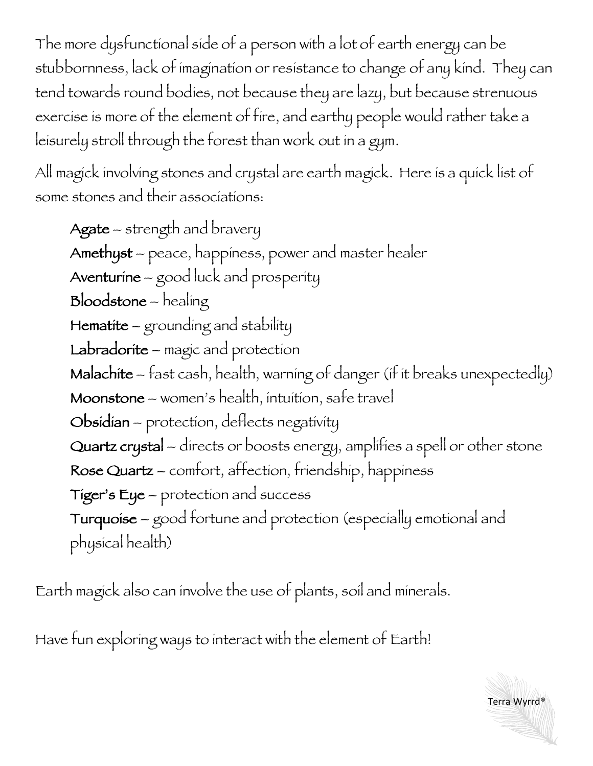The more dysfunctional side of a person with a lot of earth energy can be stubbornness, lack of imagination or resistance to change of any kind. They can tend towards round bodies, not because they are lazy, but because strenuous exercise is more of the element of fire, and earthy people would rather take a leisurely stroll through the forest than work out in a gym.

All magick involving stones and crystal are earth magick. Here is a quick list of some stones and their associations:

**Agate** – strength and bravery
**Amethyst** – peace, happiness, power and master healer
**Aventurine** – good luck and prosperity
**Bloodstone** – healing
**Hematite** – grounding and stability
**Labradorite** – magic and protection
**Malachite** – fast cash, health, warning of danger (if it breaks unexpectedly)
**Moonstone** – women's health, intuition, safe travel
**Obsidian** – protection, deflects negativity
**Quartz crystal** – directs or boosts energy, amplifies a spell or other stone
**Rose Quartz** – comfort, affection, friendship, happiness
**Tiger's Eye** – protection and success
**Turquoise** – good fortune and protection (especially emotional and physical health)

Earth magick also can involve the use of plants, soil and minerals.

Have fun exploring ways to interact with the element of Earth!

Terra Wyrrd®